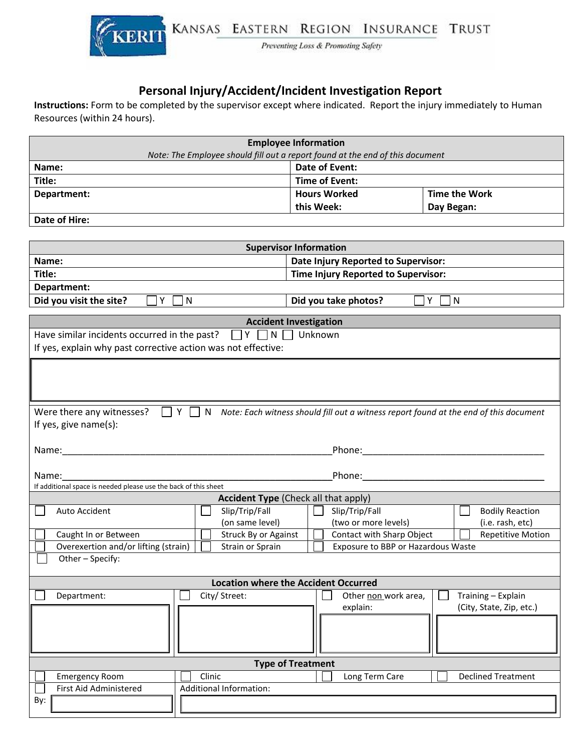KANSAS EASTERN REGION INSURANCE TRUST

*Preventing Loss & Promoting Safety*

# Personal Injury/Accident/Incident Investigation Report

**Instructions:** Form to be completed by the supervisor except where indicated. Report the injury immediately to Human Resources (within 24 hours).

| **Employee Information** | | |
|---|---|---|
| *Note: The Employee should fill out a report found at the end of this document* | | |
| **Name:** | **Date of Event:** | |
| **Title:** | **Time of Event:** | |
| **Department:** | **Hours Worked this Week:** | **Time the Work Day Began:** |
| **Date of Hire:** | | |

| **Supervisor Information** | |
|---|---|
| **Name:** | **Date Injury Reported to Supervisor:** |
| **Title:** | **Time Injury Reported to Supervisor:** |
| **Department:** | |
| **Did you visit the site?** ☐ Y ☐ N | **Did you take photos?** ☐ Y ☐ N |

## Accident Investigation

Have similar incidents occurred in the past? ☐ Y ☐ N ☐ Unknown

If yes, explain why past corrective action was not effective:

Were there any witnesses? ☐ Y ☐ N *Note: Each witness should fill out a witness report found at the end of this document*

If yes, give name(s):

Name:\_\_\_\_\_\_\_\_\_\_\_\_\_\_\_\_\_\_\_\_\_\_\_\_\_\_\_\_\_\_\_\_\_\_\_\_\_\_\_\_Phone:\_\_\_\_\_\_\_\_\_\_\_\_\_\_\_\_\_\_\_\_\_\_\_\_\_\_\_\_

Name:\_\_\_\_\_\_\_\_\_\_\_\_\_\_\_\_\_\_\_\_\_\_\_\_\_\_\_\_\_\_\_\_\_\_\_\_\_\_\_\_Phone:\_\_\_\_\_\_\_\_\_\_\_\_\_\_\_\_\_\_\_\_\_\_\_\_\_\_\_\_

If additional space is needed please use the back of this sheet

| **Accident Type** (Check all that apply) | | | |
|---|---|---|---|
| ☐ Auto Accident | ☐ Slip/Trip/Fall (on same level) | ☐ Slip/Trip/Fall (two or more levels) | ☐ Bodily Reaction (i.e. rash, etc) |
| ☐ Caught In or Between | ☐ Struck By or Against | ☐ Contact with Sharp Object | ☐ Repetitive Motion |
| ☐ Overexertion and/or lifting (strain) | ☐ Strain or Sprain | ☐ Exposure to BBP or Hazardous Waste | |
| ☐ Other – Specify: | | | |

| **Location where the Accident Occurred** | | | |
|---|---|---|---|
| ☐ Department: | ☐ City/ Street: | ☐ Other non work area, explain: | ☐ Training – Explain (City, State, Zip, etc.) |

| **Type of Treatment** | | | |
|---|---|---|---|
| ☐ Emergency Room | ☐ Clinic | ☐ Long Term Care | ☐ Declined Treatment |
| ☐ First Aid Administered By: | Additional Information: | | |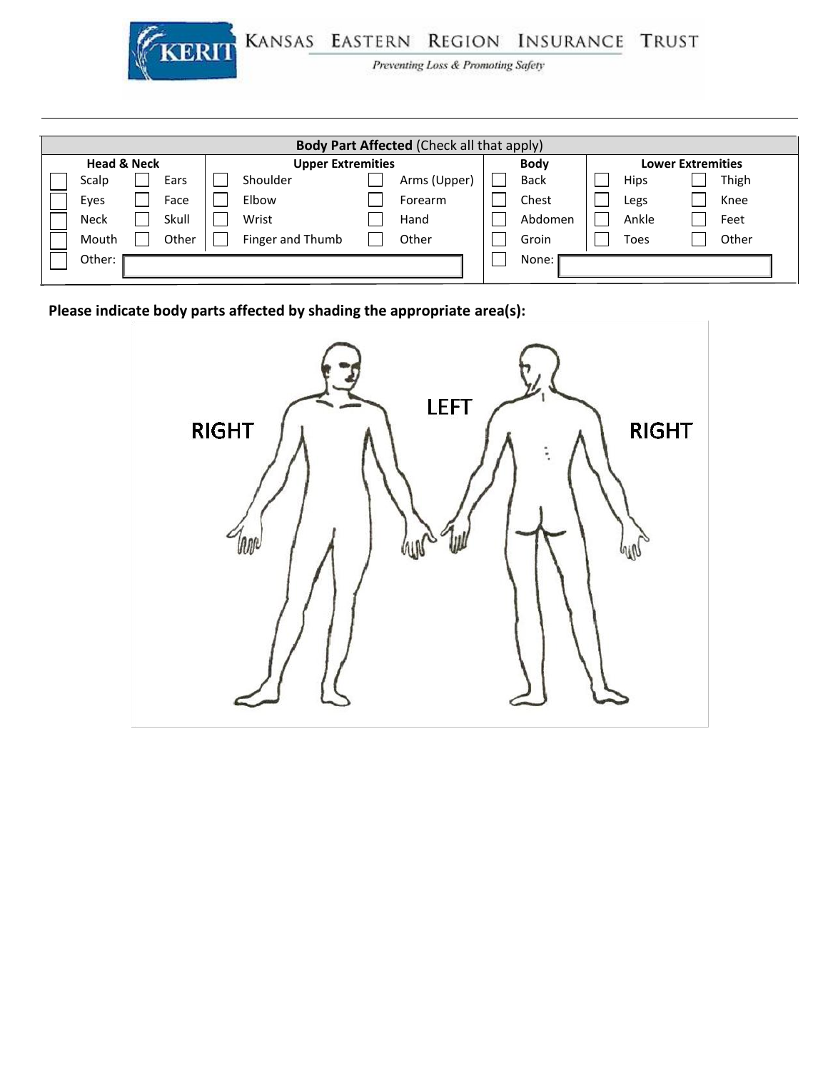**KANSAS EASTERN REGION INSURANCE TRUST**

*Preventing Loss & Promoting Safety*

| **Body Part Affected** (Check all that apply) | | | | | | | | |
|---|---|---|---|---|---|---|---|---|
| **Head & Neck** | | **Upper Extremities** | | **Body** | **Lower Extremities** | |
| ☐ Scalp | ☐ Ears | ☐ Shoulder | ☐ Arms (Upper) | ☐ Back | ☐ Hips | ☐ Thigh |
| ☐ Eyes | ☐ Face | ☐ Elbow | ☐ Forearm | ☐ Chest | ☐ Legs | ☐ Knee |
| ☐ Neck | ☐ Skull | ☐ Wrist | ☐ Hand | ☐ Abdomen | ☐ Ankle | ☐ Feet |
| ☐ Mouth | ☐ Other | ☐ Finger and Thumb | ☐ Other | ☐ Groin | ☐ Toes | ☐ Other |
| ☐ Other: | | | | ☐ None: | | |

**Please indicate body parts affected by shading the appropriate area(s):**

RIGHT LEFT RIGHT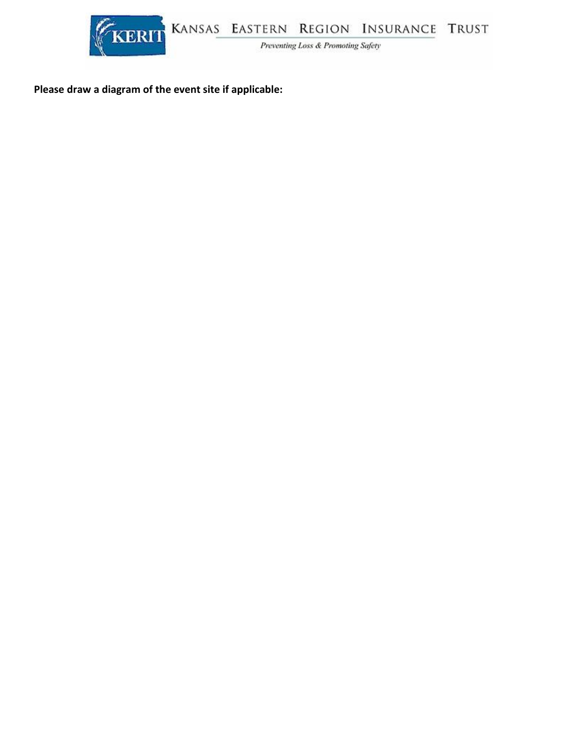**Please draw a diagram of the event site if applicable:**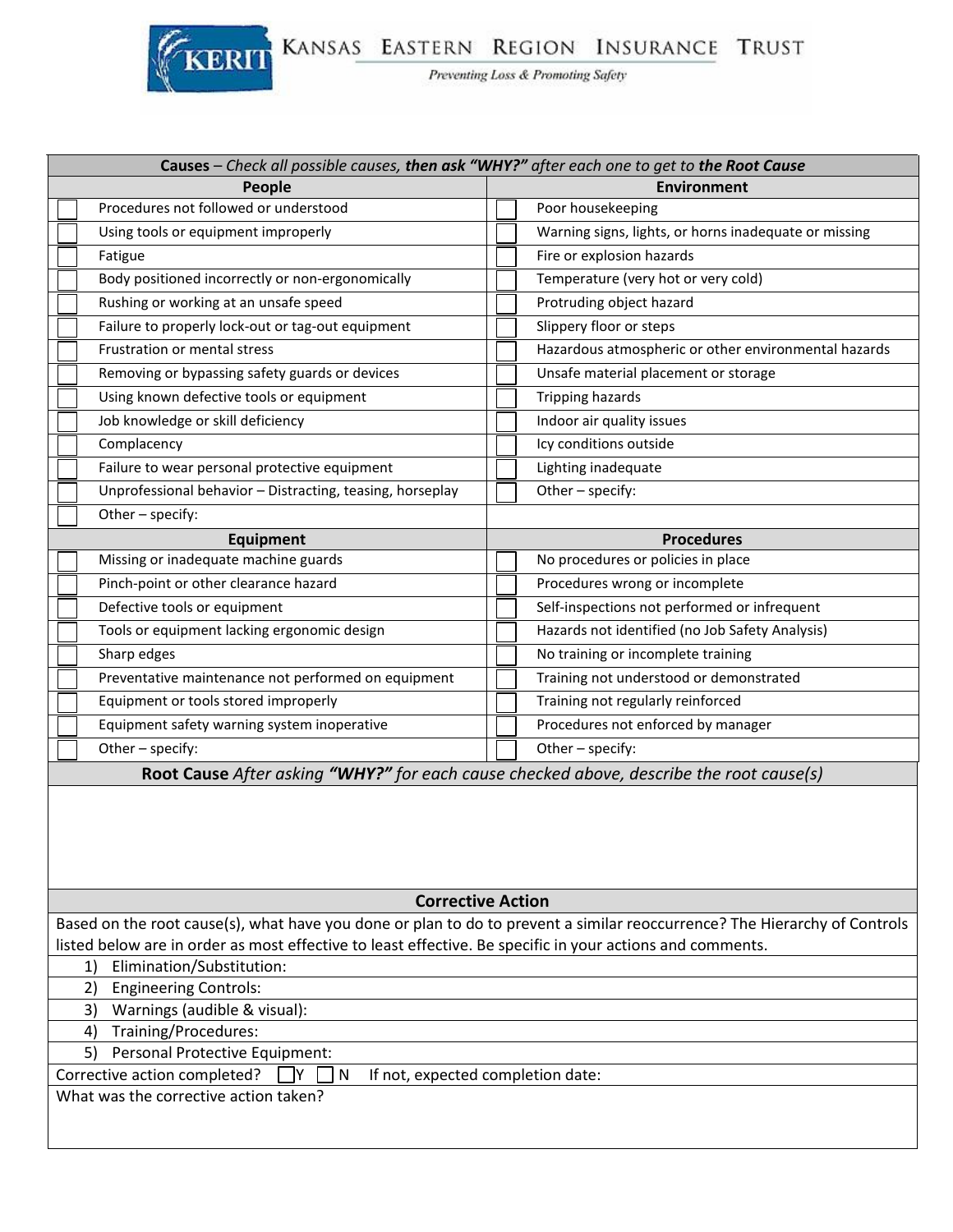KANSAS EASTERN REGION INSURANCE TRUST

*Preventing Loss & Promoting Safety*

**Causes** – *Check all possible causes, **then ask "WHY?"** after each one to get to **the Root Cause***

| | People | | Environment |
|---|---|---|---|
| ☐ | Procedures not followed or understood | ☐ | Poor housekeeping |
| ☐ | Using tools or equipment improperly | ☐ | Warning signs, lights, or horns inadequate or missing |
| ☐ | Fatigue | ☐ | Fire or explosion hazards |
| ☐ | Body positioned incorrectly or non-ergonomically | ☐ | Temperature (very hot or very cold) |
| ☐ | Rushing or working at an unsafe speed | ☐ | Protruding object hazard |
| ☐ | Failure to properly lock-out or tag-out equipment | ☐ | Slippery floor or steps |
| ☐ | Frustration or mental stress | ☐ | Hazardous atmospheric or other environmental hazards |
| ☐ | Removing or bypassing safety guards or devices | ☐ | Unsafe material placement or storage |
| ☐ | Using known defective tools or equipment | ☐ | Tripping hazards |
| ☐ | Job knowledge or skill deficiency | ☐ | Indoor air quality issues |
| ☐ | Complacency | ☐ | Icy conditions outside |
| ☐ | Failure to wear personal protective equipment | ☐ | Lighting inadequate |
| ☐ | Unprofessional behavior – Distracting, teasing, horseplay | ☐ | Other – specify: |
| ☐ | Other – specify: | | |

| | Equipment | | Procedures |
|---|---|---|---|
| ☐ | Missing or inadequate machine guards | ☐ | No procedures or policies in place |
| ☐ | Pinch-point or other clearance hazard | ☐ | Procedures wrong or incomplete |
| ☐ | Defective tools or equipment | ☐ | Self-inspections not performed or infrequent |
| ☐ | Tools or equipment lacking ergonomic design | ☐ | Hazards not identified (no Job Safety Analysis) |
| ☐ | Sharp edges | ☐ | No training or incomplete training |
| ☐ | Preventative maintenance not performed on equipment | ☐ | Training not understood or demonstrated |
| ☐ | Equipment or tools stored improperly | ☐ | Training not regularly reinforced |
| ☐ | Equipment safety warning system inoperative | ☐ | Procedures not enforced by manager |
| ☐ | Other – specify: | ☐ | Other – specify: |

**Root Cause** *After asking **"WHY?"** for each cause checked above, describe the root cause(s)*

## Corrective Action

Based on the root cause(s), what have you done or plan to do to prevent a similar reoccurrence? The Hierarchy of Controls listed below are in order as most effective to least effective. Be specific in your actions and comments.

1) Elimination/Substitution:
2) Engineering Controls:
3) Warnings (audible & visual):
4) Training/Procedures:
5) Personal Protective Equipment:

Corrective action completed? ☐ Y ☐ N If not, expected completion date:

What was the corrective action taken?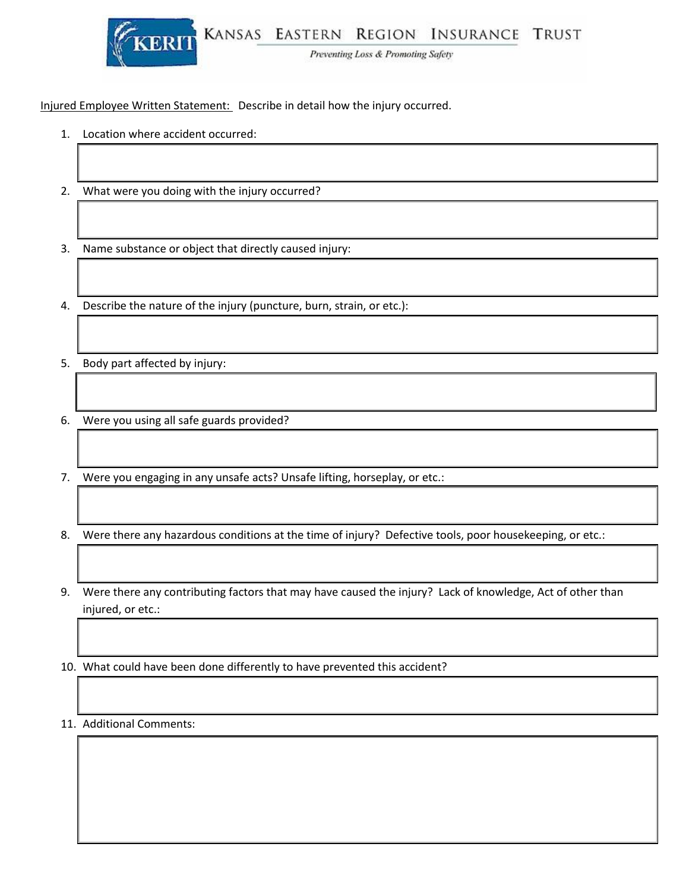KERIT Kansas Eastern Region Insurance Trust

*Preventing Loss & Promoting Safety*

Injured Employee Written Statement: Describe in detail how the injury occurred.

1. Location where accident occurred:

2. What were you doing with the injury occurred?

3. Name substance or object that directly caused injury:

4. Describe the nature of the injury (puncture, burn, strain, or etc.):

5. Body part affected by injury:

6. Were you using all safe guards provided?

7. Were you engaging in any unsafe acts? Unsafe lifting, horseplay, or etc.:

8. Were there any hazardous conditions at the time of injury? Defective tools, poor housekeeping, or etc.:

9. Were there any contributing factors that may have caused the injury? Lack of knowledge, Act of other than injured, or etc.:

10. What could have been done differently to have prevented this accident?

11. Additional Comments: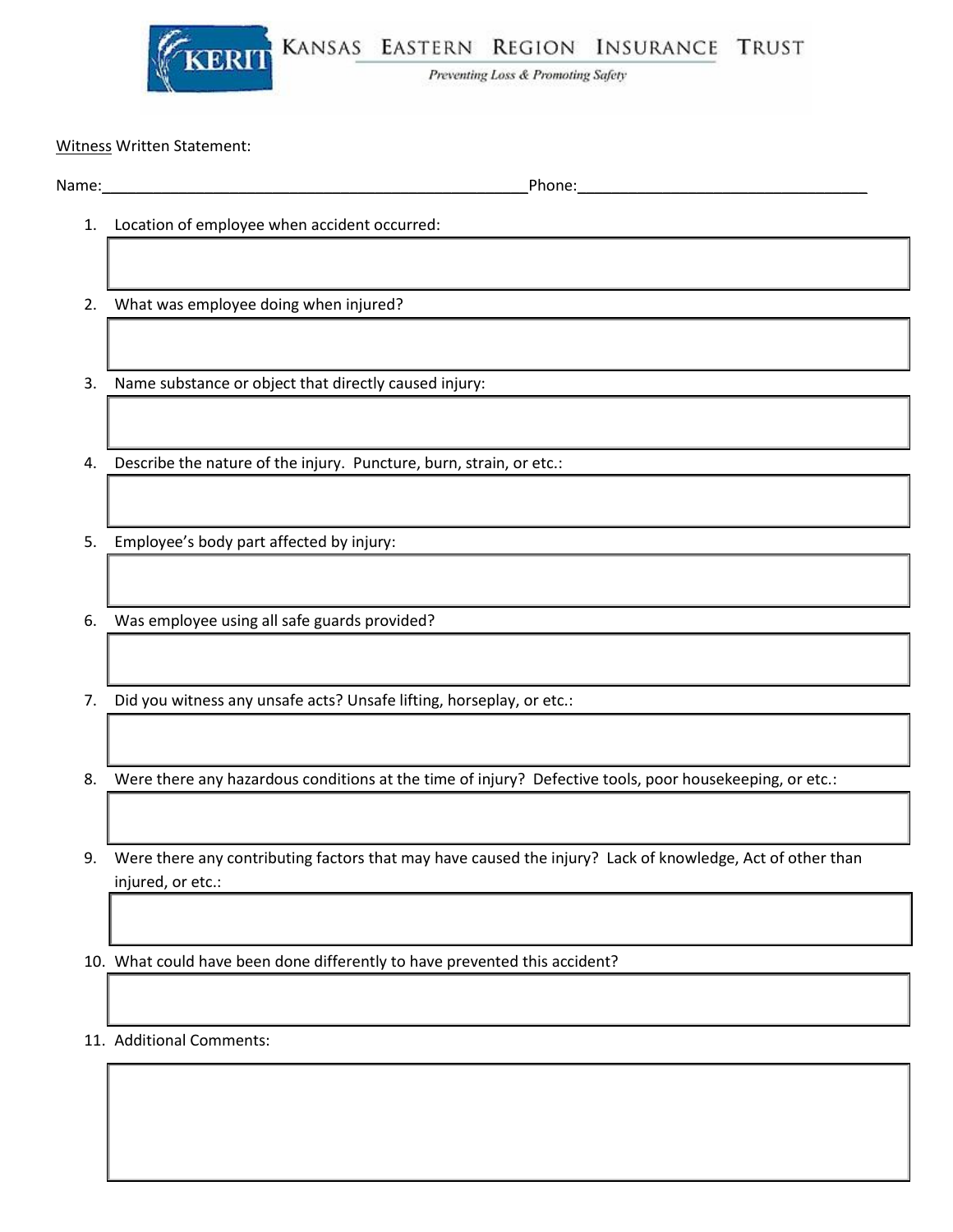KERIT

KANSAS EASTERN REGION INSURANCE TRUST

*Preventing Loss & Promoting Safety*

Witness Written Statement:

Name:_______________________________________________Phone:________________________________

1. Location of employee when accident occurred:

2. What was employee doing when injured?

3. Name substance or object that directly caused injury:

4. Describe the nature of the injury. Puncture, burn, strain, or etc.:

5. Employee's body part affected by injury:

6. Was employee using all safe guards provided?

7. Did you witness any unsafe acts? Unsafe lifting, horseplay, or etc.:

8. Were there any hazardous conditions at the time of injury? Defective tools, poor housekeeping, or etc.:

9. Were there any contributing factors that may have caused the injury? Lack of knowledge, Act of other than injured, or etc.:

10. What could have been done differently to have prevented this accident?

11. Additional Comments: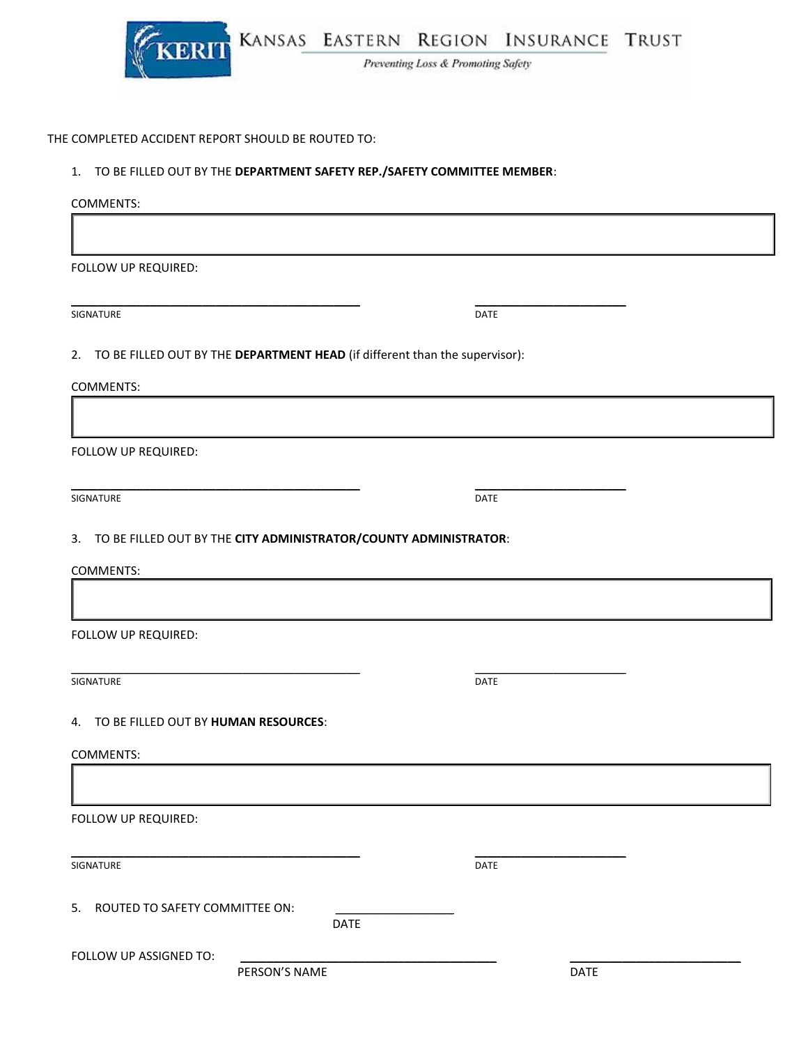KERIT KANSAS EASTERN REGION INSURANCE TRUST

*Preventing Loss & Promoting Safety*

THE COMPLETED ACCIDENT REPORT SHOULD BE ROUTED TO:

1. TO BE FILLED OUT BY THE **DEPARTMENT SAFETY REP./SAFETY COMMITTEE MEMBER**:

COMMENTS:

FOLLOW UP REQUIRED:

_________________________________________ SIGNATURE

______________________ DATE

2. TO BE FILLED OUT BY THE **DEPARTMENT HEAD** (if different than the supervisor):

COMMENTS:

FOLLOW UP REQUIRED:

_________________________________________ SIGNATURE

______________________ DATE

3. TO BE FILLED OUT BY THE **CITY ADMINISTRATOR/COUNTY ADMINISTRATOR**:

COMMENTS:

FOLLOW UP REQUIRED:

_________________________________________ SIGNATURE

______________________ DATE

4. TO BE FILLED OUT BY **HUMAN RESOURCES**:

COMMENTS:

FOLLOW UP REQUIRED:

_________________________________________ SIGNATURE

______________________ DATE

5. ROUTED TO SAFETY COMMITTEE ON: __________________ DATE

FOLLOW UP ASSIGNED TO: ______________________________________ PERSON'S NAME

__________________________ DATE